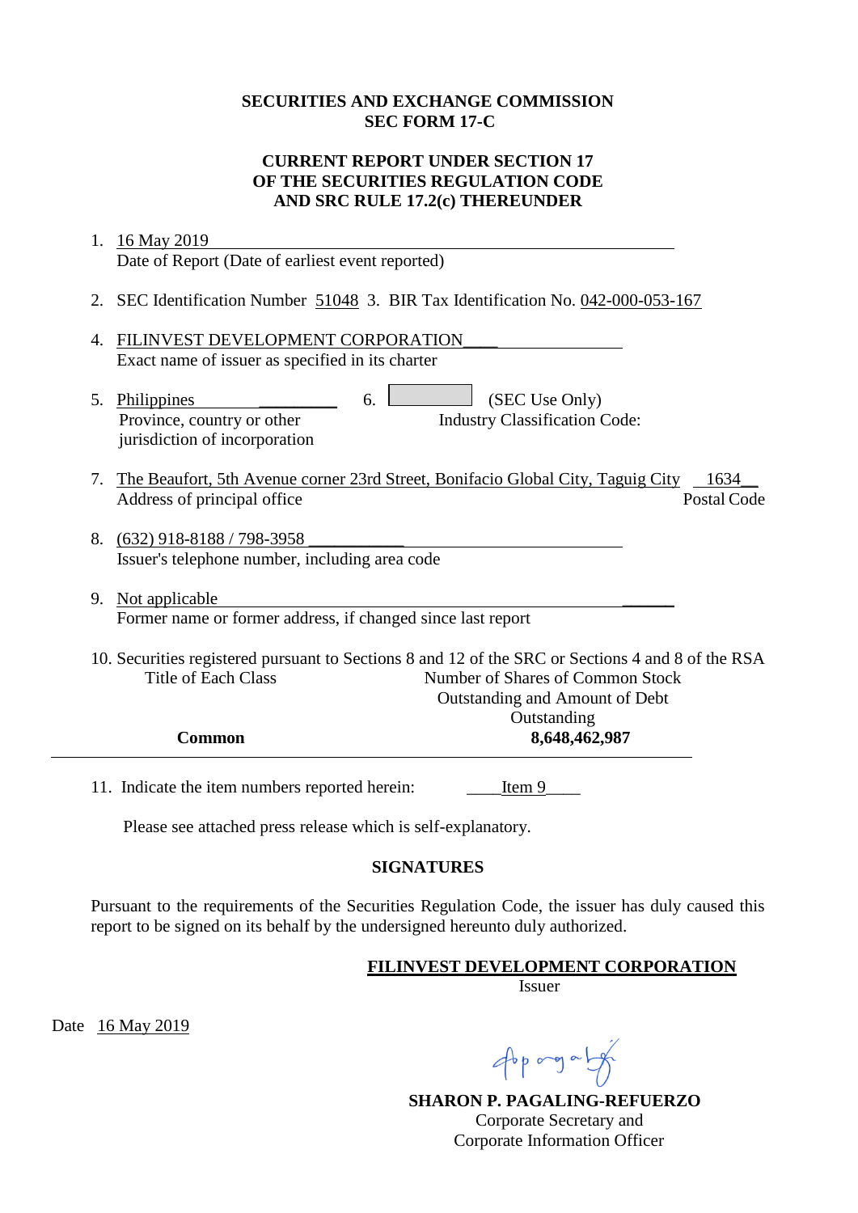**SECURITIES AND EXCHANGE COMMISSION**
**SEC FORM 17-C**

**CURRENT REPORT UNDER SECTION 17**
**OF THE SECURITIES REGULATION CODE**
**AND SRC RULE 17.2(c) THEREUNDER**

1. 16 May 2019
   Date of Report (Date of earliest event reported)

2. SEC Identification Number 51048 3. BIR Tax Identification No. 042-000-053-167

4. FILINVEST DEVELOPMENT CORPORATION
   Exact name of issuer as specified in its charter

5. Philippines
   Province, country or other jurisdiction of incorporation

6. (SEC Use Only)
   Industry Classification Code:

7. The Beaufort, 5th Avenue corner 23rd Street, Bonifacio Global City, Taguig City 1634
   Address of principal office — Postal Code

8. (632) 918-8188 / 798-3958
   Issuer's telephone number, including area code

9. Not applicable
   Former name or former address, if changed since last report

10. Securities registered pursuant to Sections 8 and 12 of the SRC or Sections 4 and 8 of the RSA

| Title of Each Class | Number of Shares of Common Stock Outstanding and Amount of Debt Outstanding |
|---|---|
| **Common** | **8,648,462,987** |

11. Indicate the item numbers reported herein: Item 9

Please see attached press release which is self-explanatory.

**SIGNATURES**

Pursuant to the requirements of the Securities Regulation Code, the issuer has duly caused this report to be signed on its behalf by the undersigned hereunto duly authorized.

**FILINVEST DEVELOPMENT CORPORATION**
Issuer

Date 16 May 2019

**SHARON P. PAGALING-REFUERZO**
Corporate Secretary and
Corporate Information Officer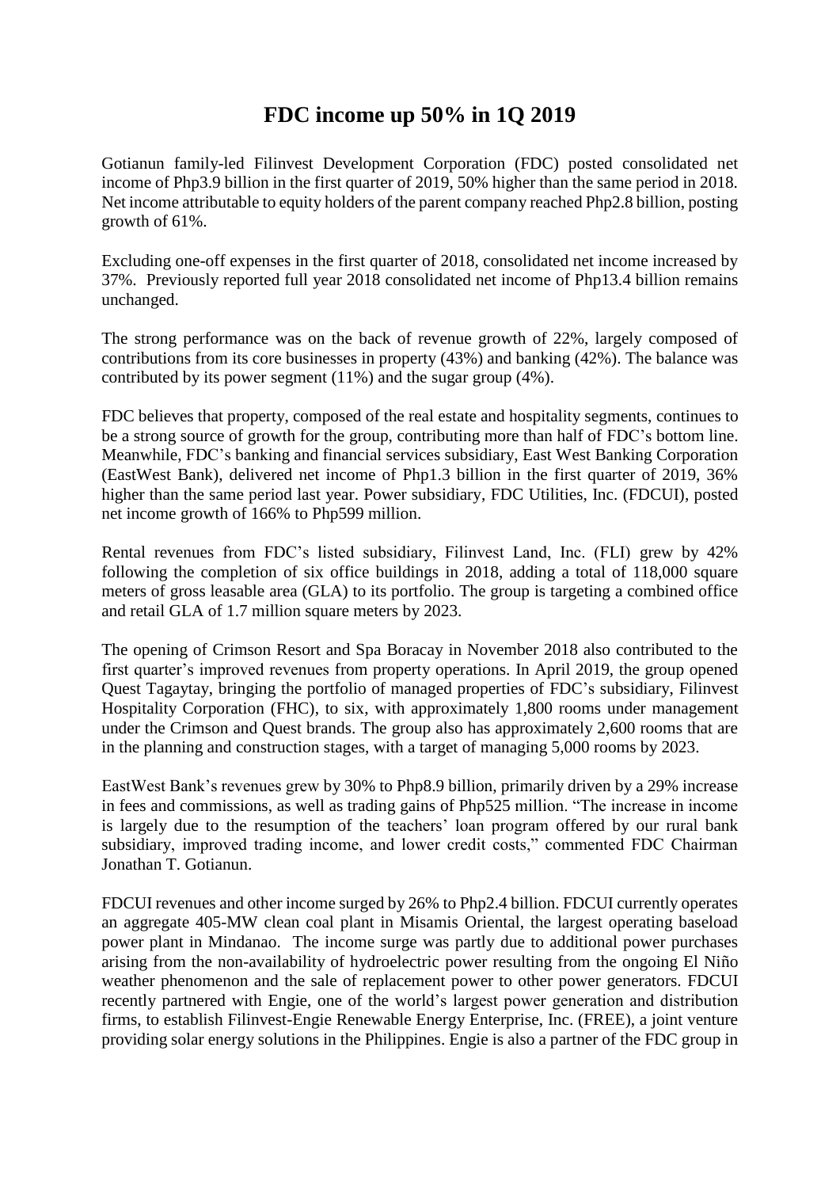# FDC income up 50% in 1Q 2019

Gotianun family-led Filinvest Development Corporation (FDC) posted consolidated net income of Php3.9 billion in the first quarter of 2019, 50% higher than the same period in 2018. Net income attributable to equity holders of the parent company reached Php2.8 billion, posting growth of 61%.

Excluding one-off expenses in the first quarter of 2018, consolidated net income increased by 37%. Previously reported full year 2018 consolidated net income of Php13.4 billion remains unchanged.

The strong performance was on the back of revenue growth of 22%, largely composed of contributions from its core businesses in property (43%) and banking (42%). The balance was contributed by its power segment (11%) and the sugar group (4%).

FDC believes that property, composed of the real estate and hospitality segments, continues to be a strong source of growth for the group, contributing more than half of FDC's bottom line. Meanwhile, FDC's banking and financial services subsidiary, East West Banking Corporation (EastWest Bank), delivered net income of Php1.3 billion in the first quarter of 2019, 36% higher than the same period last year. Power subsidiary, FDC Utilities, Inc. (FDCUI), posted net income growth of 166% to Php599 million.

Rental revenues from FDC's listed subsidiary, Filinvest Land, Inc. (FLI) grew by 42% following the completion of six office buildings in 2018, adding a total of 118,000 square meters of gross leasable area (GLA) to its portfolio. The group is targeting a combined office and retail GLA of 1.7 million square meters by 2023.

The opening of Crimson Resort and Spa Boracay in November 2018 also contributed to the first quarter's improved revenues from property operations. In April 2019, the group opened Quest Tagaytay, bringing the portfolio of managed properties of FDC's subsidiary, Filinvest Hospitality Corporation (FHC), to six, with approximately 1,800 rooms under management under the Crimson and Quest brands. The group also has approximately 2,600 rooms that are in the planning and construction stages, with a target of managing 5,000 rooms by 2023.

EastWest Bank's revenues grew by 30% to Php8.9 billion, primarily driven by a 29% increase in fees and commissions, as well as trading gains of Php525 million. "The increase in income is largely due to the resumption of the teachers' loan program offered by our rural bank subsidiary, improved trading income, and lower credit costs," commented FDC Chairman Jonathan T. Gotianun.

FDCUI revenues and other income surged by 26% to Php2.4 billion. FDCUI currently operates an aggregate 405-MW clean coal plant in Misamis Oriental, the largest operating baseload power plant in Mindanao. The income surge was partly due to additional power purchases arising from the non-availability of hydroelectric power resulting from the ongoing El Niño weather phenomenon and the sale of replacement power to other power generators. FDCUI recently partnered with Engie, one of the world's largest power generation and distribution firms, to establish Filinvest-Engie Renewable Energy Enterprise, Inc. (FREE), a joint venture providing solar energy solutions in the Philippines. Engie is also a partner of the FDC group in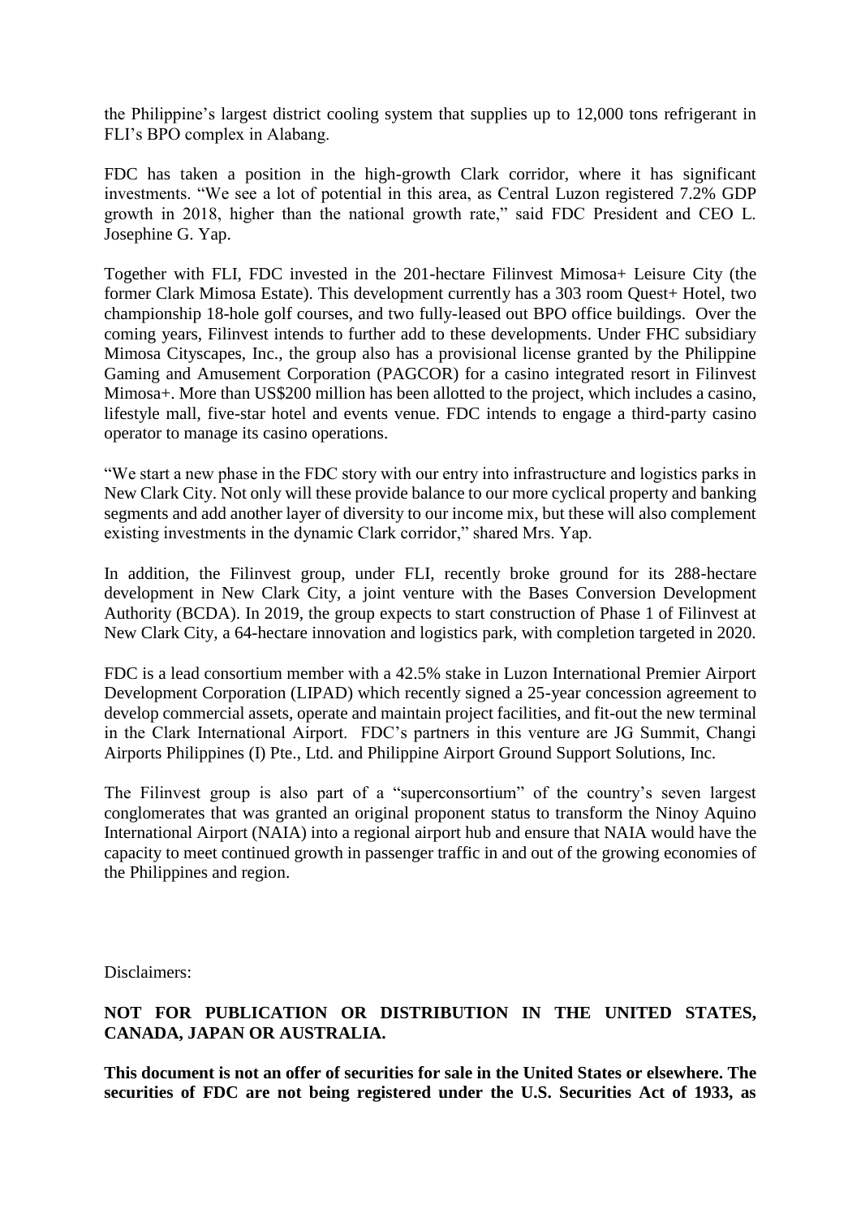the Philippine's largest district cooling system that supplies up to 12,000 tons refrigerant in FLI's BPO complex in Alabang.

FDC has taken a position in the high-growth Clark corridor, where it has significant investments. "We see a lot of potential in this area, as Central Luzon registered 7.2% GDP growth in 2018, higher than the national growth rate," said FDC President and CEO L. Josephine G. Yap.

Together with FLI, FDC invested in the 201-hectare Filinvest Mimosa+ Leisure City (the former Clark Mimosa Estate). This development currently has a 303 room Quest+ Hotel, two championship 18-hole golf courses, and two fully-leased out BPO office buildings. Over the coming years, Filinvest intends to further add to these developments. Under FHC subsidiary Mimosa Cityscapes, Inc., the group also has a provisional license granted by the Philippine Gaming and Amusement Corporation (PAGCOR) for a casino integrated resort in Filinvest Mimosa+. More than US$200 million has been allotted to the project, which includes a casino, lifestyle mall, five-star hotel and events venue. FDC intends to engage a third-party casino operator to manage its casino operations.

"We start a new phase in the FDC story with our entry into infrastructure and logistics parks in New Clark City. Not only will these provide balance to our more cyclical property and banking segments and add another layer of diversity to our income mix, but these will also complement existing investments in the dynamic Clark corridor," shared Mrs. Yap.

In addition, the Filinvest group, under FLI, recently broke ground for its 288-hectare development in New Clark City, a joint venture with the Bases Conversion Development Authority (BCDA). In 2019, the group expects to start construction of Phase 1 of Filinvest at New Clark City, a 64-hectare innovation and logistics park, with completion targeted in 2020.

FDC is a lead consortium member with a 42.5% stake in Luzon International Premier Airport Development Corporation (LIPAD) which recently signed a 25-year concession agreement to develop commercial assets, operate and maintain project facilities, and fit-out the new terminal in the Clark International Airport. FDC's partners in this venture are JG Summit, Changi Airports Philippines (I) Pte., Ltd. and Philippine Airport Ground Support Solutions, Inc.

The Filinvest group is also part of a "superconsortium" of the country's seven largest conglomerates that was granted an original proponent status to transform the Ninoy Aquino International Airport (NAIA) into a regional airport hub and ensure that NAIA would have the capacity to meet continued growth in passenger traffic in and out of the growing economies of the Philippines and region.

Disclaimers:

**NOT FOR PUBLICATION OR DISTRIBUTION IN THE UNITED STATES, CANADA, JAPAN OR AUSTRALIA.**

**This document is not an offer of securities for sale in the United States or elsewhere. The securities of FDC are not being registered under the U.S. Securities Act of 1933, as**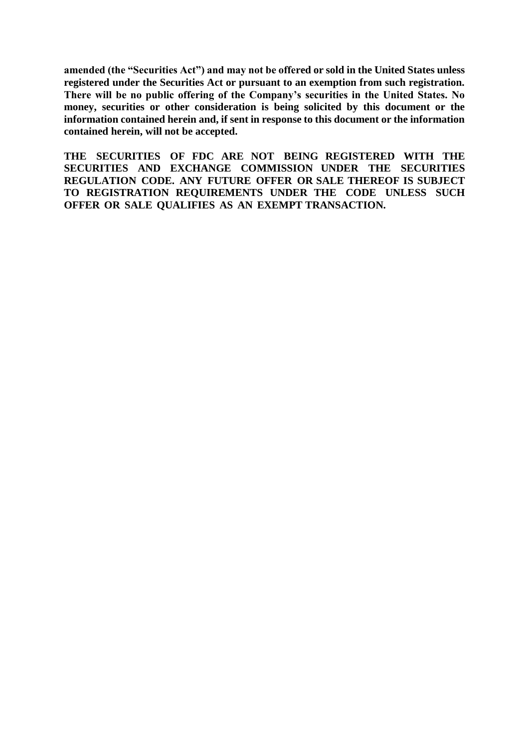**amended (the "Securities Act") and may not be offered or sold in the United States unless registered under the Securities Act or pursuant to an exemption from such registration. There will be no public offering of the Company's securities in the United States. No money, securities or other consideration is being solicited by this document or the information contained herein and, if sent in response to this document or the information contained herein, will not be accepted.**

**THE SECURITIES OF FDC ARE NOT BEING REGISTERED WITH THE SECURITIES AND EXCHANGE COMMISSION UNDER THE SECURITIES REGULATION CODE. ANY FUTURE OFFER OR SALE THEREOF IS SUBJECT TO REGISTRATION REQUIREMENTS UNDER THE CODE UNLESS SUCH OFFER OR SALE QUALIFIES AS AN EXEMPT TRANSACTION.**